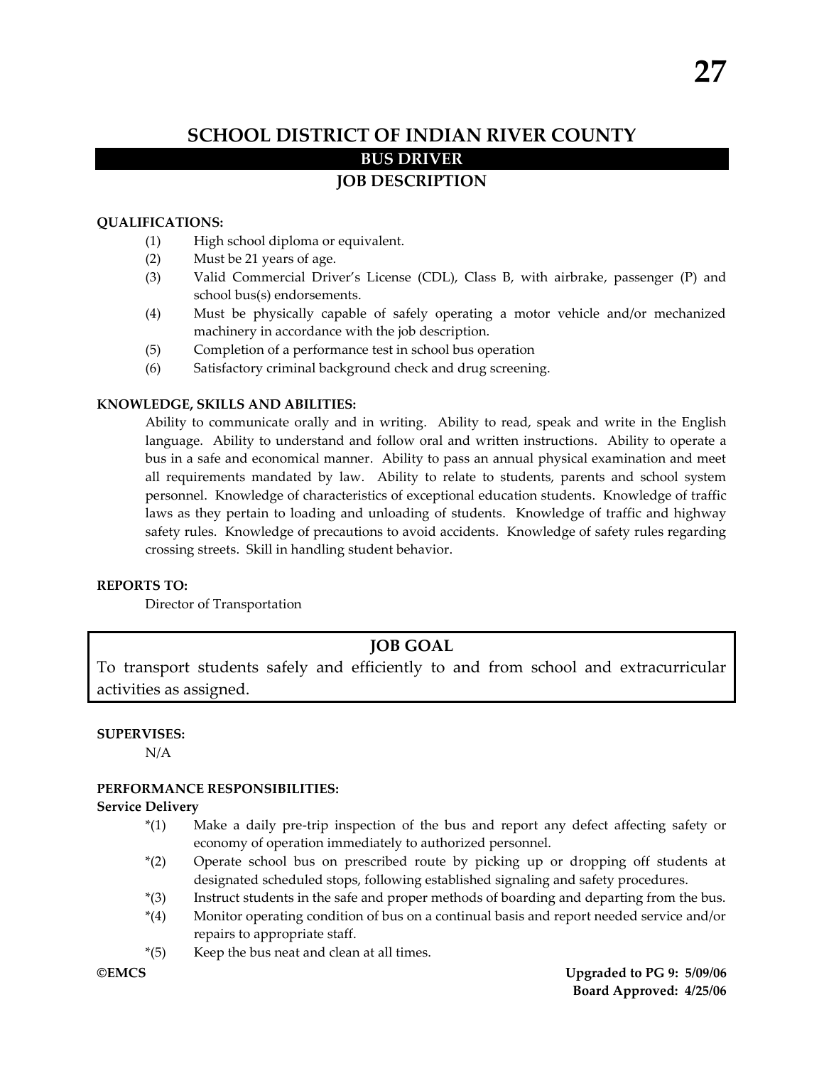# SCHOOL DISTRICT OF INDIAN RIVER COUNTY

## BUS DRIVER

## JOB DESCRIPTION

**QUALIFICATIONS:**

(1) High school diploma or equivalent.
(2) Must be 21 years of age.
(3) Valid Commercial Driver's License (CDL), Class B, with airbrake, passenger (P) and school bus(s) endorsements.
(4) Must be physically capable of safely operating a motor vehicle and/or mechanized machinery in accordance with the job description.
(5) Completion of a performance test in school bus operation
(6) Satisfactory criminal background check and drug screening.

**KNOWLEDGE, SKILLS AND ABILITIES:**

Ability to communicate orally and in writing. Ability to read, speak and write in the English language. Ability to understand and follow oral and written instructions. Ability to operate a bus in a safe and economical manner. Ability to pass an annual physical examination and meet all requirements mandated by law. Ability to relate to students, parents and school system personnel. Knowledge of characteristics of exceptional education students. Knowledge of traffic laws as they pertain to loading and unloading of students. Knowledge of traffic and highway safety rules. Knowledge of precautions to avoid accidents. Knowledge of safety rules regarding crossing streets. Skill in handling student behavior.

**REPORTS TO:**

Director of Transportation

**JOB GOAL**

To transport students safely and efficiently to and from school and extracurricular activities as assigned.

**SUPERVISES:**

N/A

**PERFORMANCE RESPONSIBILITIES:**

**Service Delivery**

*(1) Make a daily pre-trip inspection of the bus and report any defect affecting safety or economy of operation immediately to authorized personnel.
*(2) Operate school bus on prescribed route by picking up or dropping off students at designated scheduled stops, following established signaling and safety procedures.
*(3) Instruct students in the safe and proper methods of boarding and departing from the bus.
*(4) Monitor operating condition of bus on a continual basis and report needed service and/or repairs to appropriate staff.
*(5) Keep the bus neat and clean at all times.

©EMCS

**Upgraded to PG 9: 5/09/06**
**Board Approved: 4/25/06**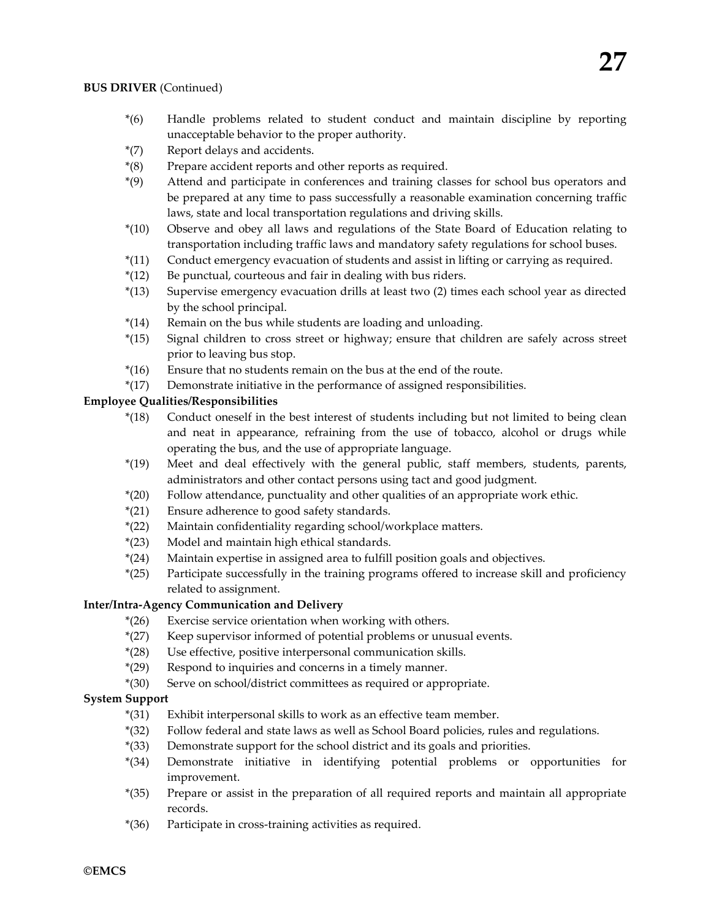**BUS DRIVER** (Continued)

- *(6) Handle problems related to student conduct and maintain discipline by reporting unacceptable behavior to the proper authority.
- *(7) Report delays and accidents.
- *(8) Prepare accident reports and other reports as required.
- *(9) Attend and participate in conferences and training classes for school bus operators and be prepared at any time to pass successfully a reasonable examination concerning traffic laws, state and local transportation regulations and driving skills.
- *(10) Observe and obey all laws and regulations of the State Board of Education relating to transportation including traffic laws and mandatory safety regulations for school buses.
- *(11) Conduct emergency evacuation of students and assist in lifting or carrying as required.
- *(12) Be punctual, courteous and fair in dealing with bus riders.
- *(13) Supervise emergency evacuation drills at least two (2) times each school year as directed by the school principal.
- *(14) Remain on the bus while students are loading and unloading.
- *(15) Signal children to cross street or highway; ensure that children are safely across street prior to leaving bus stop.
- *(16) Ensure that no students remain on the bus at the end of the route.
- *(17) Demonstrate initiative in the performance of assigned responsibilities.

**Employee Qualities/Responsibilities**

- *(18) Conduct oneself in the best interest of students including but not limited to being clean and neat in appearance, refraining from the use of tobacco, alcohol or drugs while operating the bus, and the use of appropriate language.
- *(19) Meet and deal effectively with the general public, staff members, students, parents, administrators and other contact persons using tact and good judgment.
- *(20) Follow attendance, punctuality and other qualities of an appropriate work ethic.
- *(21) Ensure adherence to good safety standards.
- *(22) Maintain confidentiality regarding school/workplace matters.
- *(23) Model and maintain high ethical standards.
- *(24) Maintain expertise in assigned area to fulfill position goals and objectives.
- *(25) Participate successfully in the training programs offered to increase skill and proficiency related to assignment.

**Inter/Intra-Agency Communication and Delivery**

- *(26) Exercise service orientation when working with others.
- *(27) Keep supervisor informed of potential problems or unusual events.
- *(28) Use effective, positive interpersonal communication skills.
- *(29) Respond to inquiries and concerns in a timely manner.
- *(30) Serve on school/district committees as required or appropriate.

**System Support**

- *(31) Exhibit interpersonal skills to work as an effective team member.
- *(32) Follow federal and state laws as well as School Board policies, rules and regulations.
- *(33) Demonstrate support for the school district and its goals and priorities.
- *(34) Demonstrate initiative in identifying potential problems or opportunities for improvement.
- *(35) Prepare or assist in the preparation of all required reports and maintain all appropriate records.
- *(36) Participate in cross-training activities as required.

**©EMCS**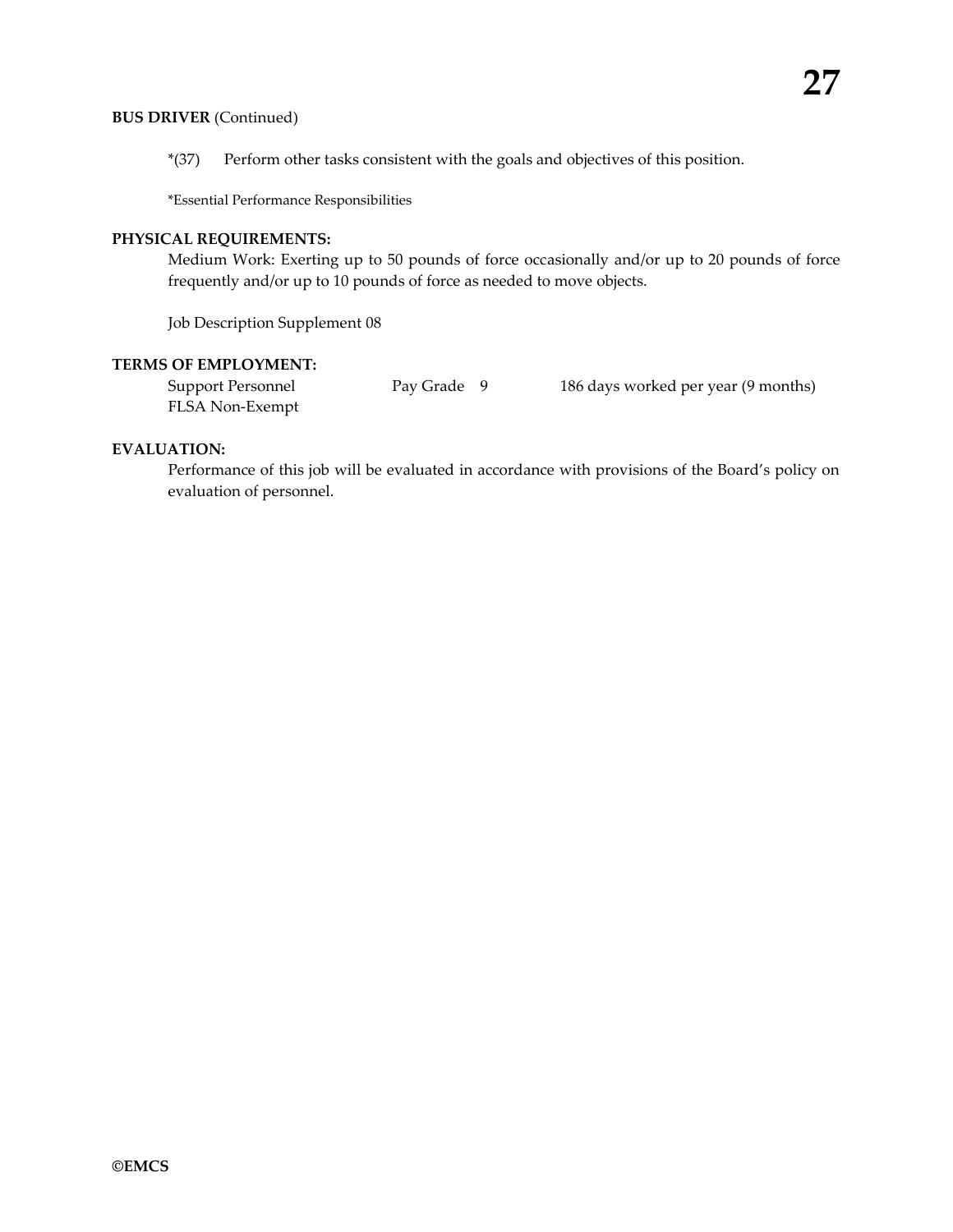**BUS DRIVER** (Continued)

*(37) Perform other tasks consistent with the goals and objectives of this position.

*Essential Performance Responsibilities

**PHYSICAL REQUIREMENTS:**

Medium Work: Exerting up to 50 pounds of force occasionally and/or up to 20 pounds of force frequently and/or up to 10 pounds of force as needed to move objects.

Job Description Supplement 08

**TERMS OF EMPLOYMENT:**

| | | |
|---|---|---|
| Support Personnel | Pay Grade 9 | 186 days worked per year (9 months) |
| FLSA Non-Exempt | | |

**EVALUATION:**

Performance of this job will be evaluated in accordance with provisions of the Board's policy on evaluation of personnel.

**©EMCS**